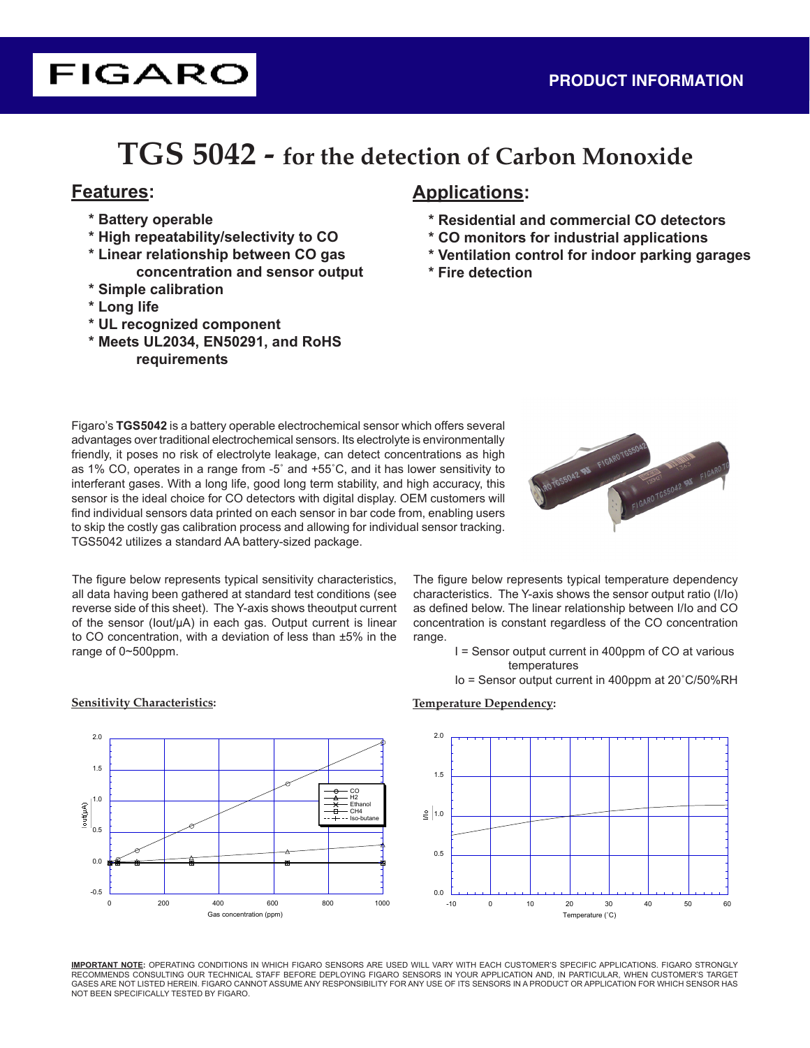FIGARO

PRODUCT INFORMATION

# TGS 5042 - for the detection of Carbon Monoxide

## Features:

* Battery operable
* High repeatability/selectivity to CO
* Linear relationship between CO gas concentration and sensor output
* Simple calibration
* Long life
* UL recognized component
* Meets UL2034, EN50291, and RoHS requirements

## Applications:

* Residential and commercial CO detectors
* CO monitors for industrial applications
* Ventilation control for indoor parking garages
* Fire detection

Figaro's **TGS5042** is a battery operable electrochemical sensor which offers several advantages over traditional electrochemical sensors. Its electrolyte is environmentally friendly, it poses no risk of electrolyte leakage, can detect concentrations as high as 1% CO, operates in a range from -5˚ and +55˚C, and it has lower sensitivity to interferant gases. With a long life, good long term stability, and high accuracy, this sensor is the ideal choice for CO detectors with digital display. OEM customers will find individual sensors data printed on each sensor in bar code from, enabling users to skip the costly gas calibration process and allowing for individual sensor tracking. TGS5042 utilizes a standard AA battery-sized package.

The figure below represents typical sensitivity characteristics, all data having been gathered at standard test conditions (see reverse side of this sheet). The Y-axis shows theoutput current of the sensor (Iout/μA) in each gas. Output current is linear to CO concentration, with a deviation of less than ±5% in the range of 0~500ppm.

The figure below represents typical temperature dependency characteristics. The Y-axis shows the sensor output ratio (I/Io) as defined below. The linear relationship between I/Io and CO concentration is constant regardless of the CO concentration range.

I = Sensor output current in 400ppm of CO at various temperatures
Io = Sensor output current in 400ppm at 20˚C/50%RH

**Sensitivity Characteristics:**

**Temperature Dependency:**

**IMPORTANT NOTE:** OPERATING CONDITIONS IN WHICH FIGARO SENSORS ARE USED WILL VARY WITH EACH CUSTOMER'S SPECIFIC APPLICATIONS. FIGARO STRONGLY RECOMMENDS CONSULTING OUR TECHNICAL STAFF BEFORE DEPLOYING FIGARO SENSORS IN YOUR APPLICATION AND, IN PARTICULAR, WHEN CUSTOMER'S TARGET GASES ARE NOT LISTED HEREIN. FIGARO CANNOT ASSUME ANY RESPONSIBILITY FOR ANY USE OF ITS SENSORS IN A PRODUCT OR APPLICATION FOR WHICH SENSOR HAS NOT BEEN SPECIFICALLY TESTED BY FIGARO.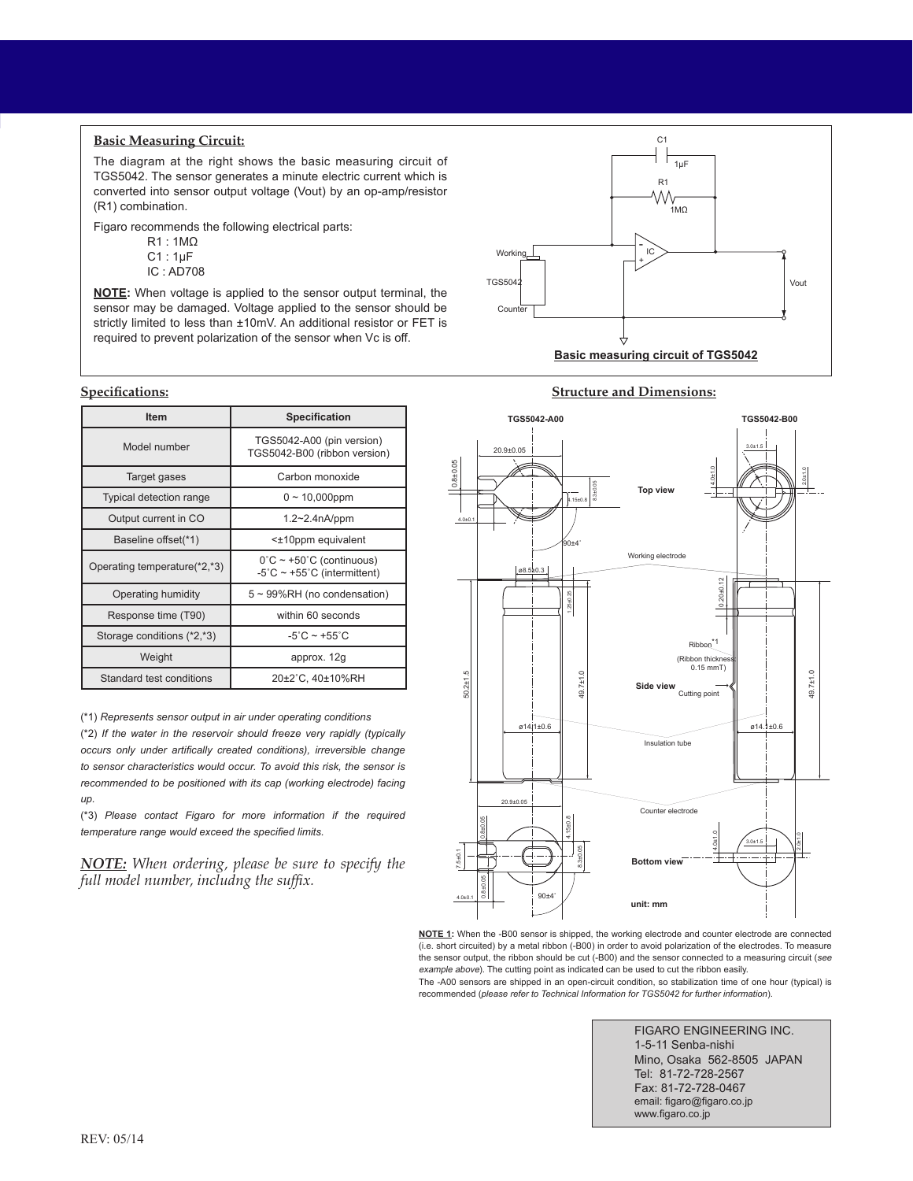## Basic Measuring Circuit:

The diagram at the right shows the basic measuring circuit of TGS5042. The sensor generates a minute electric current which is converted into sensor output voltage (Vout) by an op-amp/resistor (R1) combination.

Figaro recommends the following electrical parts:

R1 : 1MΩ
C1 : 1μF
IC : AD708

**NOTE:** When voltage is applied to the sensor output terminal, the sensor may be damaged. Voltage applied to the sensor should be strictly limited to less than ±10mV. An additional resistor or FET is required to prevent polarization of the sensor when Vc is off.

C1
1μF
R1
1MΩ
IC
Working
TGS5042
Counter
Vout

**Basic measuring circuit of TGS5042**

## Specifications:

| Item | Specification |
|---|---|
| Model number | TGS5042-A00 (pin version)<br>TGS5042-B00 (ribbon version) |
| Target gases | Carbon monoxide |
| Typical detection range | 0 ~ 10,000ppm |
| Output current in CO | 1.2~2.4nA/ppm |
| Baseline offset(*1) | <±10ppm equivalent |
| Operating temperature(*2,*3) | 0˚C ~ +50˚C (continuous)<br>-5˚C ~ +55˚C (intermittent) |
| Operating humidity | 5 ~ 99%RH (no condensation) |
| Response time (T90) | within 60 seconds |
| Storage conditions (*2,*3) | -5˚C ~ +55˚C |
| Weight | approx. 12g |
| Standard test conditions | 20±2˚C, 40±10%RH |

(*1) *Represents sensor output in air under operating conditions*

(*2) *If the water in the reservoir should freeze very rapidly (typically occurs only under artifically created conditions), irreversible change to sensor characteristics would occur. To avoid this risk, the sensor is recommended to be positioned with its cap (working electrode) facing up.*

(*3) *Please contact Figaro for more information if the required temperature range would exceed the specified limits.*

***NOTE:*** *When ordering, please be sure to specify the full model number, includng the suffix.*

## Structure and Dimensions:

TGS5042-A00
TGS5042-B00
Top view
Side view
Bottom view
Working electrode
Ribbon*1
(Ribbon thickness: 0.15 mmT)
Cutting point
Insulation tube
Counter electrode
unit: mm
20.9±0.05
0.8±0.05
4.0±0.1
4.15±0.8
8.3±0.05
90±4˚
ø8.5±0.3
1.25±0.25
50.2±1.5
49.7±1.0
ø14.1±0.6
3.0±1.5
4.0±1.0
2.0±1.0
0.20±0.12
7.5±0.1

**NOTE 1:** When the -B00 sensor is shipped, the working electrode and counter electrode are connected (i.e. short circuited) by a metal ribbon (-B00) in order to avoid polarization of the electrodes. To measure the sensor output, the ribbon should be cut (-B00) and the sensor connected to a measuring circuit (*see example above*). The cutting point as indicated can be used to cut the ribbon easily.
The -A00 sensors are shipped in an open-circuit condition, so stabilization time of one hour (typical) is recommended (*please refer to Technical Information for TGS5042 for further information*).

FIGARO ENGINEERING INC.
1-5-11 Senba-nishi
Mino, Osaka 562-8505 JAPAN
Tel: 81-72-728-2567
Fax: 81-72-728-0467
email: figaro@figaro.co.jp
www.figaro.co.jp

REV: 05/14